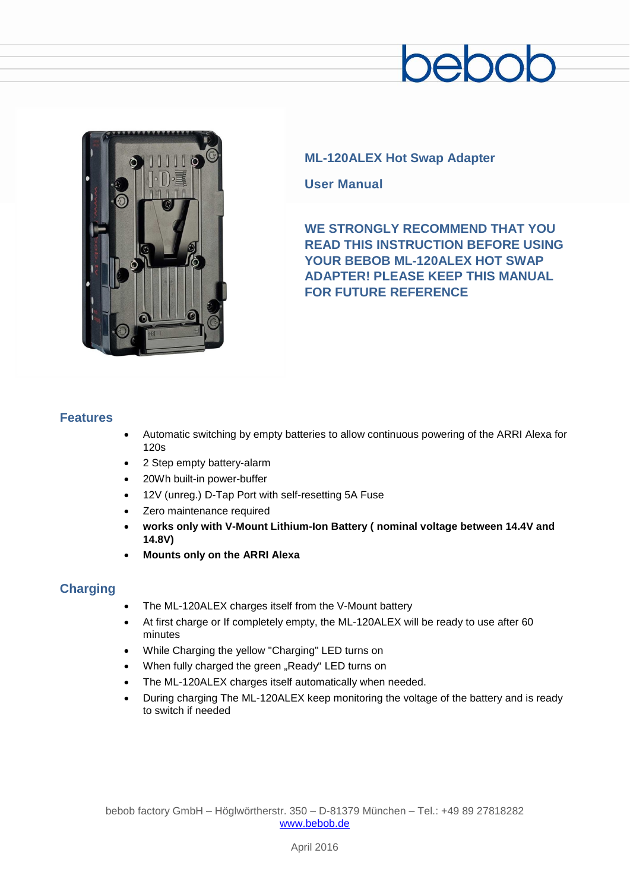bebob

# ML-120ALEX Hot Swap Adapter

## User Manual

**WE STRONGLY RECOMMEND THAT YOU READ THIS INSTRUCTION BEFORE USING YOUR BEBOB ML-120ALEX HOT SWAP ADAPTER! PLEASE KEEP THIS MANUAL FOR FUTURE REFERENCE**

## Features

- Automatic switching by empty batteries to allow continuous powering of the ARRI Alexa for 120s
- 2 Step empty battery-alarm
- 20Wh built-in power-buffer
- 12V (unreg.) D-Tap Port with self-resetting 5A Fuse
- Zero maintenance required
- **works only with V-Mount Lithium-Ion Battery ( nominal voltage between 14.4V and 14.8V)**
- **Mounts only on the ARRI Alexa**

## Charging

- The ML-120ALEX charges itself from the V-Mount battery
- At first charge or If completely empty, the ML-120ALEX will be ready to use after 60 minutes
- While Charging the yellow "Charging" LED turns on
- When fully charged the green „Ready“ LED turns on
- The ML-120ALEX charges itself automatically when needed.
- During charging The ML-120ALEX keep monitoring the voltage of the battery and is ready to switch if needed

bebob factory GmbH – Höglwörtherstr. 350 – D-81379 München – Tel.: +49 89 27818282
www.bebob.de

April 2016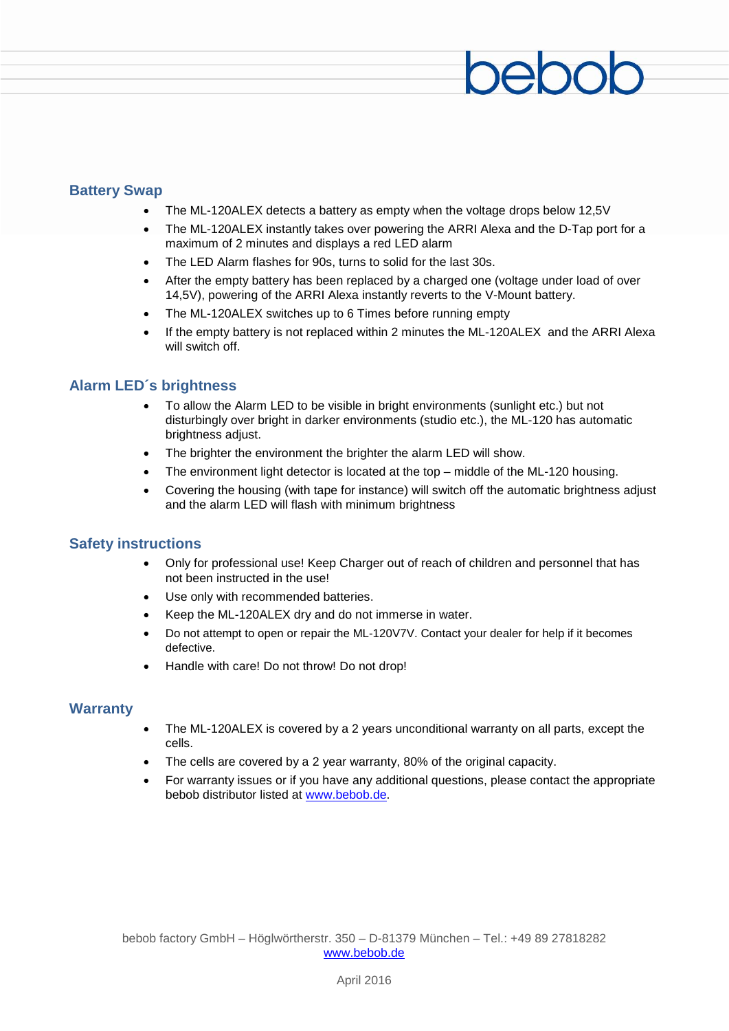## Battery Swap

- The ML-120ALEX detects a battery as empty when the voltage drops below 12,5V
- The ML-120ALEX instantly takes over powering the ARRI Alexa and the D-Tap port for a maximum of 2 minutes and displays a red LED alarm
- The LED Alarm flashes for 90s, turns to solid for the last 30s.
- After the empty battery has been replaced by a charged one (voltage under load of over 14,5V), powering of the ARRI Alexa instantly reverts to the V-Mount battery.
- The ML-120ALEX switches up to 6 Times before running empty
- If the empty battery is not replaced within 2 minutes the ML-120ALEX and the ARRI Alexa will switch off.

## Alarm LED´s brightness

- To allow the Alarm LED to be visible in bright environments (sunlight etc.) but not disturbingly over bright in darker environments (studio etc.), the ML-120 has automatic brightness adjust.
- The brighter the environment the brighter the alarm LED will show.
- The environment light detector is located at the top – middle of the ML-120 housing.
- Covering the housing (with tape for instance) will switch off the automatic brightness adjust and the alarm LED will flash with minimum brightness

## Safety instructions

- Only for professional use! Keep Charger out of reach of children and personnel that has not been instructed in the use!
- Use only with recommended batteries.
- Keep the ML-120ALEX dry and do not immerse in water.
- Do not attempt to open or repair the ML-120V7V. Contact your dealer for help if it becomes defective.
- Handle with care! Do not throw! Do not drop!

## Warranty

- The ML-120ALEX is covered by a 2 years unconditional warranty on all parts, except the cells.
- The cells are covered by a 2 year warranty, 80% of the original capacity.
- For warranty issues or if you have any additional questions, please contact the appropriate bebob distributor listed at www.bebob.de.

bebob factory GmbH – Höglwörtherstr. 350 – D-81379 München – Tel.: +49 89 27818282
www.bebob.de

April 2016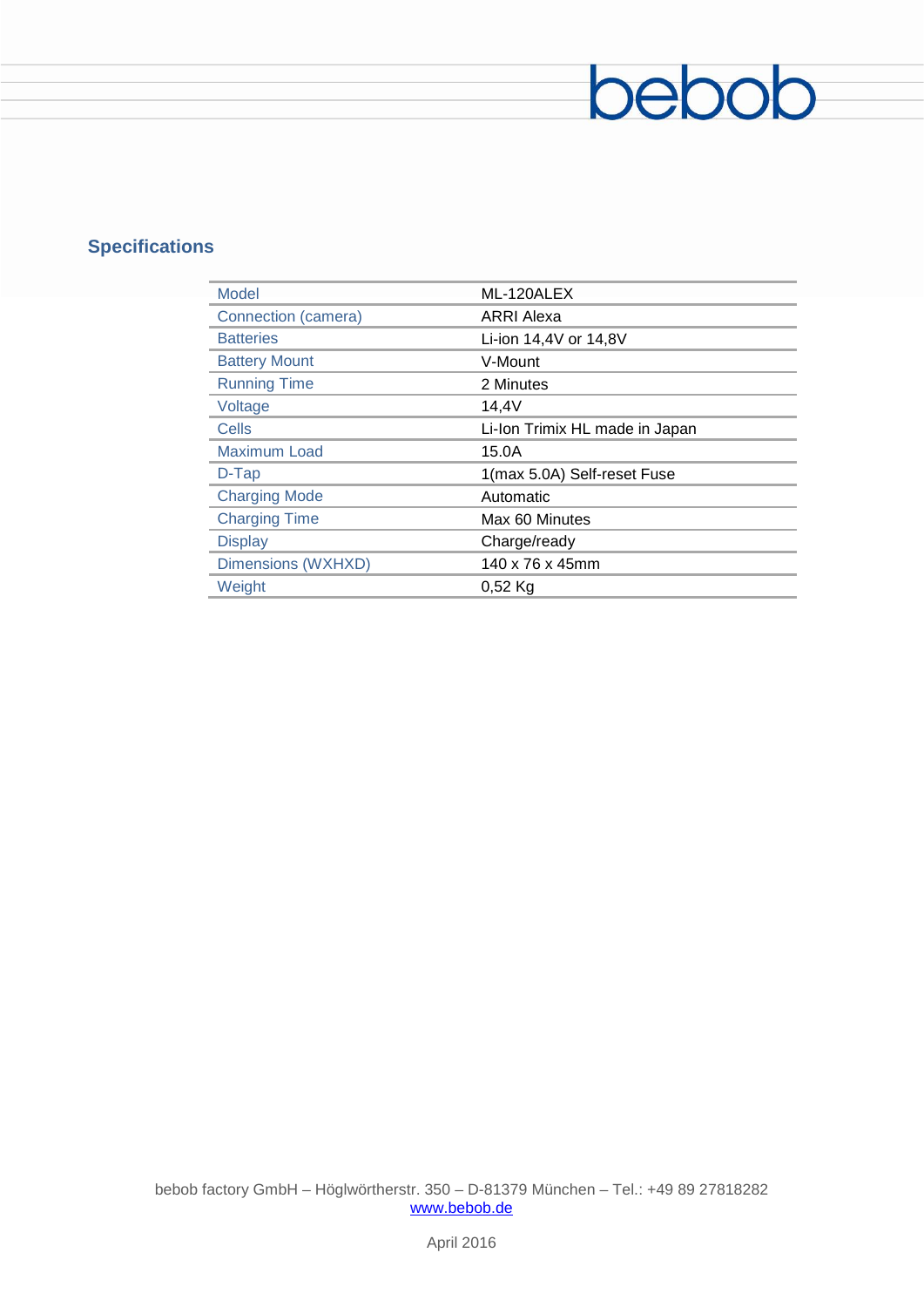## Specifications

| | |
|---|---|
| Model | ML-120ALEX |
| Connection (camera) | ARRI Alexa |
| Batteries | Li-ion 14,4V or 14,8V |
| Battery Mount | V-Mount |
| Running Time | 2 Minutes |
| Voltage | 14,4V |
| Cells | Li-Ion Trimix HL made in Japan |
| Maximum Load | 15.0A |
| D-Tap | 1(max 5.0A) Self-reset Fuse |
| Charging Mode | Automatic |
| Charging Time | Max 60 Minutes |
| Display | Charge/ready |
| Dimensions (WXHXD) | 140 x 76 x 45mm |
| Weight | 0,52 Kg |

bebob factory GmbH – Höglwörtherstr. 350 – D-81379 München – Tel.: +49 89 27818282
www.bebob.de

April 2016